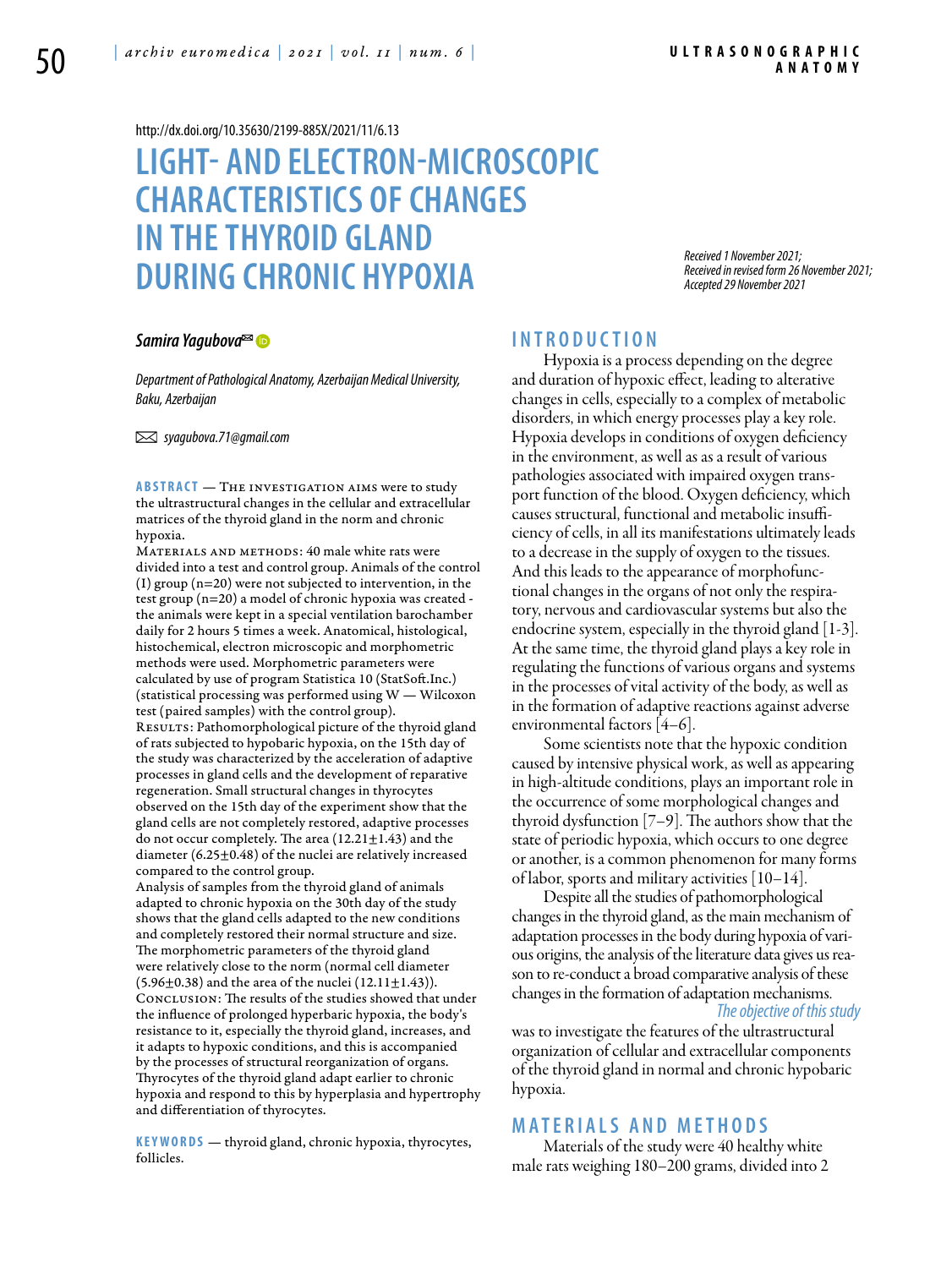http://dx.doi.org/10.35630/2199-885X/2021/11/6.13

# LIGHT- AND ELECTRON-MICROSCOPIC CHARACTERISTICS OF CHANGES IN THE THYROID GLAND DURING CHRONIC HYPOXIA

*Received 1 November 2021; Received in revised form 26 November 2021; Accepted 29 November 2021*

***Samira Yagubova***

*Department of Pathological Anatomy, Azerbaijan Medical University, Baku, Azerbaijan*

*syagubova.71@gmail.com*

**ABSTRACT** — The investigation aims were to study the ultrastructural changes in the cellular and extracellular matrices of the thyroid gland in the norm and chronic hypoxia.

Materials and methods: 40 male white rats were divided into a test and control group. Animals of the control (I) group (n=20) were not subjected to intervention, in the test group (n=20) a model of chronic hypoxia was created - the animals were kept in a special ventilation barochamber daily for 2 hours 5 times a week. Anatomical, histological, histochemical, electron microscopic and morphometric methods were used. Morphometric parameters were calculated by use of program Statistica 10 (StatSoft.Inc.) (statistical processing was performed using W — Wilcoxon test (paired samples) with the control group).

Results: Pathomorphological picture of the thyroid gland of rats subjected to hypobaric hypoxia, on the 15th day of the study was characterized by the acceleration of adaptive processes in gland cells and the development of reparative regeneration. Small structural changes in thyrocytes observed on the 15th day of the experiment show that the gland cells are not completely restored, adaptive processes do not occur completely. The area (12.21±1.43) and the diameter (6.25±0.48) of the nuclei are relatively increased compared to the control group.

Analysis of samples from the thyroid gland of animals adapted to chronic hypoxia on the 30th day of the study shows that the gland cells adapted to the new conditions and completely restored their normal structure and size. The morphometric parameters of the thyroid gland were relatively close to the norm (normal cell diameter (5.96±0.38) and the area of the nuclei (12.11±1.43)).

Conclusion: The results of the studies showed that under the influence of prolonged hyperbaric hypoxia, the body's resistance to it, especially the thyroid gland, increases, and it adapts to hypoxic conditions, and this is accompanied by the processes of structural reorganization of organs. Thyrocytes of the thyroid gland adapt earlier to chronic hypoxia and respond to this by hyperplasia and hypertrophy and differentiation of thyrocytes.

**KEYWORDS** — thyroid gland, chronic hypoxia, thyrocytes, follicles.

## INTRODUCTION

Hypoxia is a process depending on the degree and duration of hypoxic effect, leading to alterative changes in cells, especially to a complex of metabolic disorders, in which energy processes play a key role. Hypoxia develops in conditions of oxygen deficiency in the environment, as well as as a result of various pathologies associated with impaired oxygen transport function of the blood. Oxygen deficiency, which causes structural, functional and metabolic insufficiency of cells, in all its manifestations ultimately leads to a decrease in the supply of oxygen to the tissues. And this leads to the appearance of morphofunctional changes in the organs of not only the respiratory, nervous and cardiovascular systems but also the endocrine system, especially in the thyroid gland [1-3]. At the same time, the thyroid gland plays a key role in regulating the functions of various organs and systems in the processes of vital activity of the body, as well as in the formation of adaptive reactions against adverse environmental factors [4–6].

Some scientists note that the hypoxic condition caused by intensive physical work, as well as appearing in high-altitude conditions, plays an important role in the occurrence of some morphological changes and thyroid dysfunction [7–9]. The authors show that the state of periodic hypoxia, which occurs to one degree or another, is a common phenomenon for many forms of labor, sports and military activities [10–14].

Despite all the studies of pathomorphological changes in the thyroid gland, as the main mechanism of adaptation processes in the body during hypoxia of various origins, the analysis of the literature data gives us reason to re-conduct a broad comparative analysis of these changes in the formation of adaptation mechanisms.

*The objective of this study* was to investigate the features of the ultrastructural organization of cellular and extracellular components of the thyroid gland in normal and chronic hypobaric hypoxia.

## MATERIALS AND METHODS

Materials of the study were 40 healthy white male rats weighing 180–200 grams, divided into 2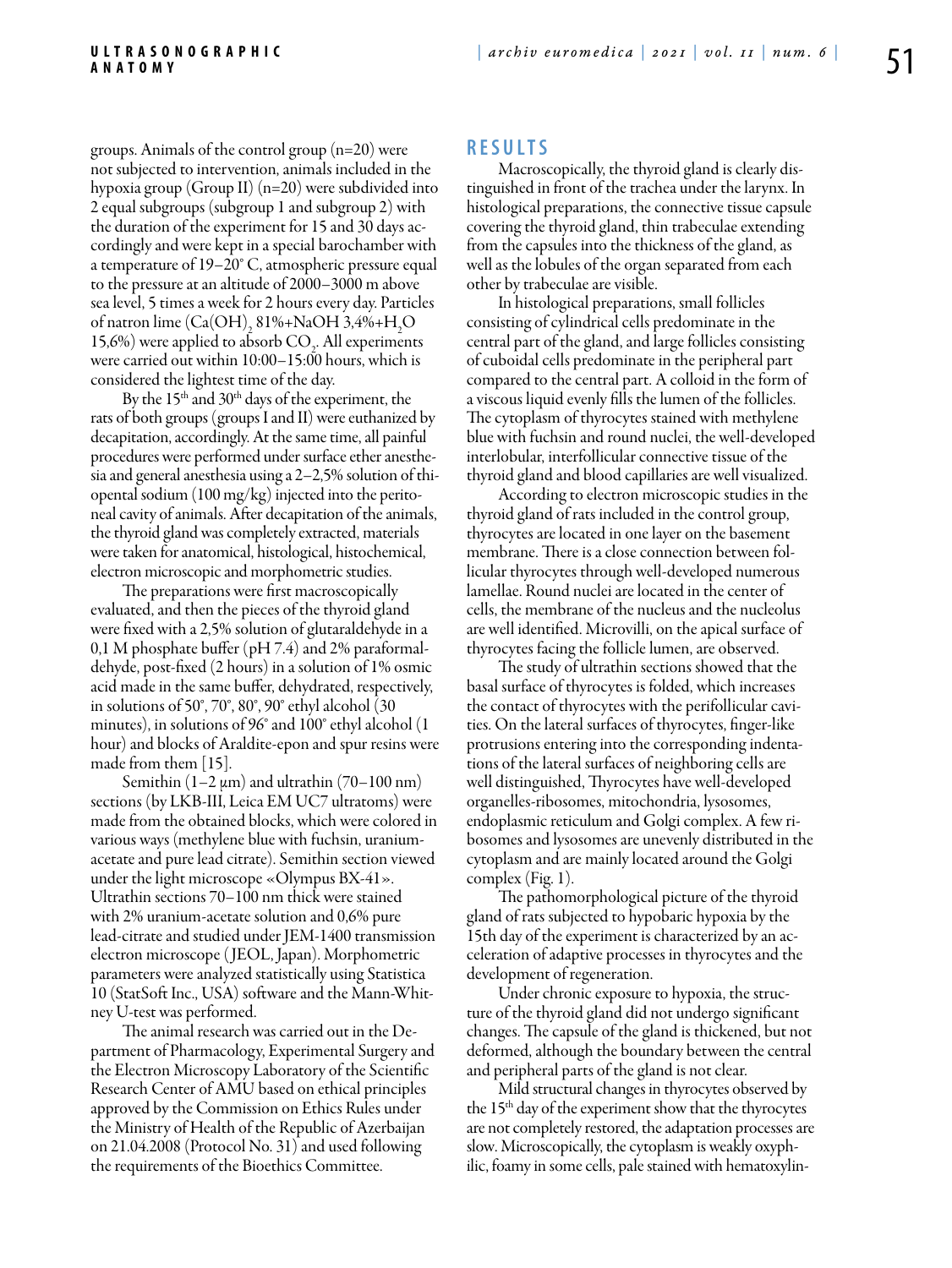groups. Animals of the control group (n=20) were not subjected to intervention, animals included in the hypoxia group (Group II) (n=20) were subdivided into 2 equal subgroups (subgroup 1 and subgroup 2) with the duration of the experiment for 15 and 30 days accordingly and were kept in a special barochamber with a temperature of 19–20° C, atmospheric pressure equal to the pressure at an altitude of 2000–3000 m above sea level, 5 times a week for 2 hours every day. Particles of natron lime ($Ca(OH)_2$ 81%+NaOH 3,4%+$H_2O$ 15,6%) were applied to absorb $CO_2$. All experiments were carried out within 10:00–15:00 hours, which is considered the lightest time of the day.

By the 15[th] and 30[th] days of the experiment, the rats of both groups (groups I and II) were euthanized by decapitation, accordingly. At the same time, all painful procedures were performed under surface ether anesthesia and general anesthesia using a 2–2,5% solution of thiopental sodium (100 mg/kg) injected into the peritoneal cavity of animals. After decapitation of the animals, the thyroid gland was completely extracted, materials were taken for anatomical, histological, histochemical, electron microscopic and morphometric studies.

The preparations were first macroscopically evaluated, and then the pieces of the thyroid gland were fixed with a 2,5% solution of glutaraldehyde in a 0,1 M phosphate buffer (pH 7.4) and 2% paraformaldehyde, post-fixed (2 hours) in a solution of 1% osmic acid made in the same buffer, dehydrated, respectively, in solutions of 50°, 70°, 80°, 90° ethyl alcohol (30 minutes), in solutions of 96° and 100° ethyl alcohol (1 hour) and blocks of Araldite-epon and spur resins were made from them [15].

Semithin (1–2 μm) and ultrathin (70–100 nm) sections (by LKB-III, Leica EM UC7 ultratoms) were made from the obtained blocks, which were colored in various ways (methylene blue with fuchsin, uranium-acetate and pure lead citrate). Semithin section viewed under the light microscope «Olympus BX-41». Ultrathin sections 70–100 nm thick were stained with 2% uranium-acetate solution and 0,6% pure lead-citrate and studied under JEM-1400 transmission electron microscope (JEOL, Japan). Morphometric parameters were analyzed statistically using Statistica 10 (StatSoft Inc., USA) software and the Mann-Whitney U-test was performed.

The animal research was carried out in the Department of Pharmacology, Experimental Surgery and the Electron Microscopy Laboratory of the Scientific Research Center of AMU based on ethical principles approved by the Commission on Ethics Rules under the Ministry of Health of the Republic of Azerbaijan on 21.04.2008 (Protocol No. 31) and used following the requirements of the Bioethics Committee.

## RESULTS

Macroscopically, the thyroid gland is clearly distinguished in front of the trachea under the larynx. In histological preparations, the connective tissue capsule covering the thyroid gland, thin trabeculae extending from the capsules into the thickness of the gland, as well as the lobules of the organ separated from each other by trabeculae are visible.

In histological preparations, small follicles consisting of cylindrical cells predominate in the central part of the gland, and large follicles consisting of cuboidal cells predominate in the peripheral part compared to the central part. A colloid in the form of a viscous liquid evenly fills the lumen of the follicles. The cytoplasm of thyrocytes stained with methylene blue with fuchsin and round nuclei, the well-developed interlobular, interfollicular connective tissue of the thyroid gland and blood capillaries are well visualized.

According to electron microscopic studies in the thyroid gland of rats included in the control group, thyrocytes are located in one layer on the basement membrane. There is a close connection between follicular thyrocytes through well-developed numerous lamellae. Round nuclei are located in the center of cells, the membrane of the nucleus and the nucleolus are well identified. Microvilli, on the apical surface of thyrocytes facing the follicle lumen, are observed.

The study of ultrathin sections showed that the basal surface of thyrocytes is folded, which increases the contact of thyrocytes with the perifollicular cavities. On the lateral surfaces of thyrocytes, finger-like protrusions entering into the corresponding indentations of the lateral surfaces of neighboring cells are well distinguished, Thyrocytes have well-developed organelles-ribosomes, mitochondria, lysosomes, endoplasmic reticulum and Golgi complex. A few ribosomes and lysosomes are unevenly distributed in the cytoplasm and are mainly located around the Golgi complex (Fig. 1).

The pathomorphological picture of the thyroid gland of rats subjected to hypobaric hypoxia by the 15th day of the experiment is characterized by an acceleration of adaptive processes in thyrocytes and the development of regeneration.

Under chronic exposure to hypoxia, the structure of the thyroid gland did not undergo significant changes. The capsule of the gland is thickened, but not deformed, although the boundary between the central and peripheral parts of the gland is not clear.

Mild structural changes in thyrocytes observed by the 15[th] day of the experiment show that the thyrocytes are not completely restored, the adaptation processes are slow. Microscopically, the cytoplasm is weakly oxyphilic, foamy in some cells, pale stained with hematoxylin-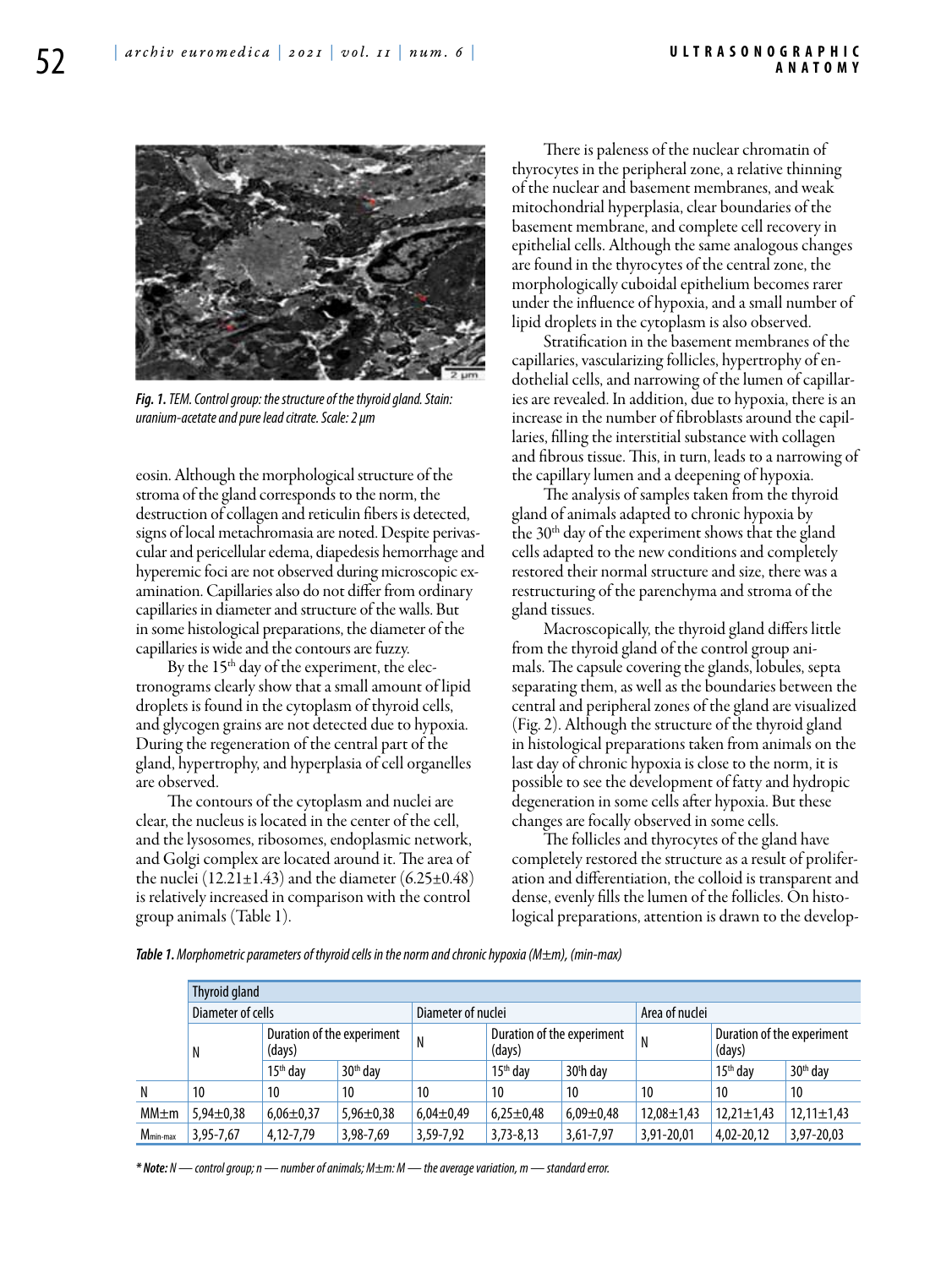*Fig. 1. TEM. Control group: the structure of the thyroid gland. Stain: uranium-acetate and pure lead citrate. Scale: 2 μm*

eosin. Although the morphological structure of the stroma of the gland corresponds to the norm, the destruction of collagen and reticulin fibers is detected, signs of local metachromasia are noted. Despite perivascular and pericellular edema, diapedesis hemorrhage and hyperemic foci are not observed during microscopic examination. Capillaries also do not differ from ordinary capillaries in diameter and structure of the walls. But in some histological preparations, the diameter of the capillaries is wide and the contours are fuzzy.

By the 15th day of the experiment, the electronograms clearly show that a small amount of lipid droplets is found in the cytoplasm of thyroid cells, and glycogen grains are not detected due to hypoxia. During the regeneration of the central part of the gland, hypertrophy, and hyperplasia of cell organelles are observed.

The contours of the cytoplasm and nuclei are clear, the nucleus is located in the center of the cell, and the lysosomes, ribosomes, endoplasmic network, and Golgi complex are located around it. The area of the nuclei (12.21±1.43) and the diameter (6.25±0.48) is relatively increased in comparison with the control group animals (Table 1).

There is paleness of the nuclear chromatin of thyrocytes in the peripheral zone, a relative thinning of the nuclear and basement membranes, and weak mitochondrial hyperplasia, clear boundaries of the basement membrane, and complete cell recovery in epithelial cells. Although the same analogous changes are found in the thyrocytes of the central zone, the morphologically cuboidal epithelium becomes rarer under the influence of hypoxia, and a small number of lipid droplets in the cytoplasm is also observed.

Stratification in the basement membranes of the capillaries, vascularizing follicles, hypertrophy of endothelial cells, and narrowing of the lumen of capillaries are revealed. In addition, due to hypoxia, there is an increase in the number of fibroblasts around the capillaries, filling the interstitial substance with collagen and fibrous tissue. This, in turn, leads to a narrowing of the capillary lumen and a deepening of hypoxia.

The analysis of samples taken from the thyroid gland of animals adapted to chronic hypoxia by the 30th day of the experiment shows that the gland cells adapted to the new conditions and completely restored their normal structure and size, there was a restructuring of the parenchyma and stroma of the gland tissues.

Macroscopically, the thyroid gland differs little from the thyroid gland of the control group animals. The capsule covering the glands, lobules, septa separating them, as well as the boundaries between the central and peripheral zones of the gland are visualized (Fig. 2). Although the structure of the thyroid gland in histological preparations taken from animals on the last day of chronic hypoxia is close to the norm, it is possible to see the development of fatty and hydropic degeneration in some cells after hypoxia. But these changes are focally observed in some cells.

The follicles and thyrocytes of the gland have completely restored the structure as a result of proliferation and differentiation, the colloid is transparent and dense, evenly fills the lumen of the follicles. On histological preparations, attention is drawn to the develop-

***Table 1.** Morphometric parameters of thyroid cells in the norm and chronic hypoxia (M±m), (min-max)*

| | Thyroid gland | | | | | | | | |
|---|---|---|---|---|---|---|---|---|---|
| | Diameter of cells | | | Diameter of nuclei | | | Area of nuclei | | |
| | N | Duration of the experiment (days) | | N | Duration of the experiment (days) | | N | Duration of the experiment (days) | |
| | | 15th day | 30th day | | 15th day | 30th day | | 15th day | 30th day |
| N | 10 | 10 | 10 | 10 | 10 | 10 | 10 | 10 | 10 |
| MM±m | 5,94±0,38 | 6,06±0,37 | 5,96±0,38 | 6,04±0,49 | 6,25±0,48 | 6,09±0,48 | 12,08±1,43 | 12,21±1,43 | 12,11±1,43 |
| $M_{min-max}$ | 3,95-7,67 | 4,12-7,79 | 3,98-7,69 | 3,59-7,92 | 3,73-8,13 | 3,61-7,97 | 3,91-20,01 | 4,02-20,12 | 3,97-20,03 |

***\* Note:** N — control group; n — number of animals; M±m: M — the average variation, m — standard error.*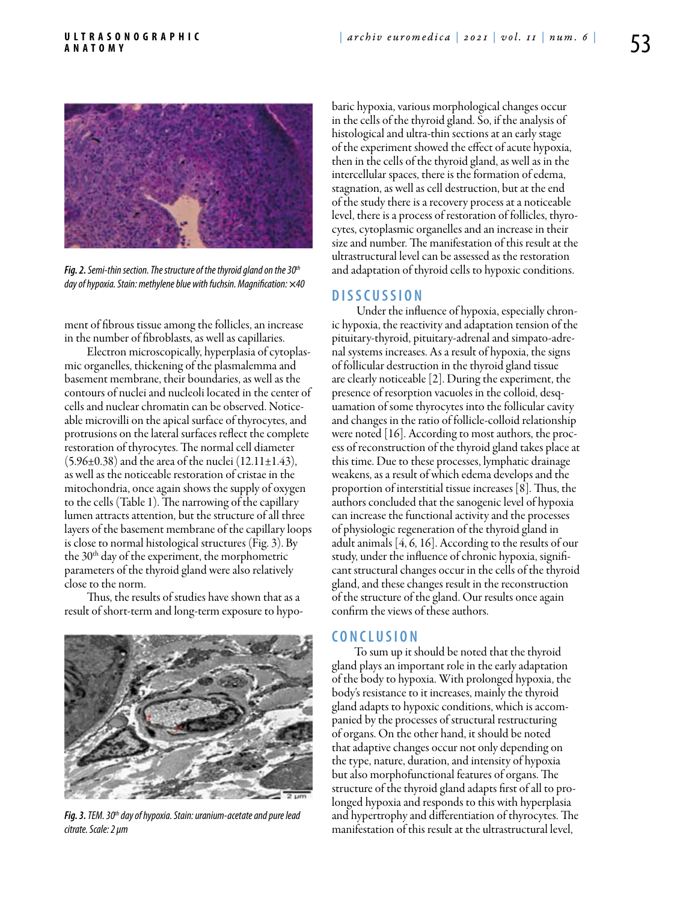*Fig. 2. Semi-thin section. The structure of the thyroid gland on the 30th day of hypoxia. Stain: methylene blue with fuchsin. Magnification: ×40*

ment of fibrous tissue among the follicles, an increase in the number of fibroblasts, as well as capillaries.

Electron microscopically, hyperplasia of cytoplasmic organelles, thickening of the plasmalemma and basement membrane, their boundaries, as well as the contours of nuclei and nucleoli located in the center of cells and nuclear chromatin can be observed. Noticeable microvilli on the apical surface of thyrocytes, and protrusions on the lateral surfaces reflect the complete restoration of thyrocytes. The normal cell diameter (5.96±0.38) and the area of the nuclei (12.11±1.43), as well as the noticeable restoration of cristae in the mitochondria, once again shows the supply of oxygen to the cells (Table 1). The narrowing of the capillary lumen attracts attention, but the structure of all three layers of the basement membrane of the capillary loops is close to normal histological structures (Fig. 3). By the 30th day of the experiment, the morphometric parameters of the thyroid gland were also relatively close to the norm.

Thus, the results of studies have shown that as a result of short-term and long-term exposure to hypobaric hypoxia, various morphological changes occur in the cells of the thyroid gland. So, if the analysis of histological and ultra-thin sections at an early stage of the experiment showed the effect of acute hypoxia, then in the cells of the thyroid gland, as well as in the intercellular spaces, there is the formation of edema, stagnation, as well as cell destruction, but at the end of the study there is a recovery process at a noticeable level, there is a process of restoration of follicles, thyrocytes, cytoplasmic organelles and an increase in their size and number. The manifestation of this result at the ultrastructural level can be assessed as the restoration and adaptation of thyroid cells to hypoxic conditions.

*Fig. 3. TEM. 30th day of hypoxia. Stain: uranium-acetate and pure lead citrate. Scale: 2 μm*

## DISSCUSSION

Under the influence of hypoxia, especially chronic hypoxia, the reactivity and adaptation tension of the pituitary-thyroid, pituitary-adrenal and simpato-adrenal systems increases. As a result of hypoxia, the signs of follicular destruction in the thyroid gland tissue are clearly noticeable [2]. During the experiment, the presence of resorption vacuoles in the colloid, desquamation of some thyrocytes into the follicular cavity and changes in the ratio of follicle-colloid relationship were noted [16]. According to most authors, the process of reconstruction of the thyroid gland takes place at this time. Due to these processes, lymphatic drainage weakens, as a result of which edema develops and the proportion of interstitial tissue increases [8]. Thus, the authors concluded that the sanogenic level of hypoxia can increase the functional activity and the processes of physiologic regeneration of the thyroid gland in adult animals [4, 6, 16]. According to the results of our study, under the influence of chronic hypoxia, significant structural changes occur in the cells of the thyroid gland, and these changes result in the reconstruction of the structure of the gland. Our results once again confirm the views of these authors.

## CONCLUSION

To sum up it should be noted that the thyroid gland plays an important role in the early adaptation of the body to hypoxia. With prolonged hypoxia, the body's resistance to it increases, mainly the thyroid gland adapts to hypoxic conditions, which is accompanied by the processes of structural restructuring of organs. On the other hand, it should be noted that adaptive changes occur not only depending on the type, nature, duration, and intensity of hypoxia but also morphofunctional features of organs. The structure of the thyroid gland adapts first of all to prolonged hypoxia and responds to this with hyperplasia and hypertrophy and differentiation of thyrocytes. The manifestation of this result at the ultrastructural level,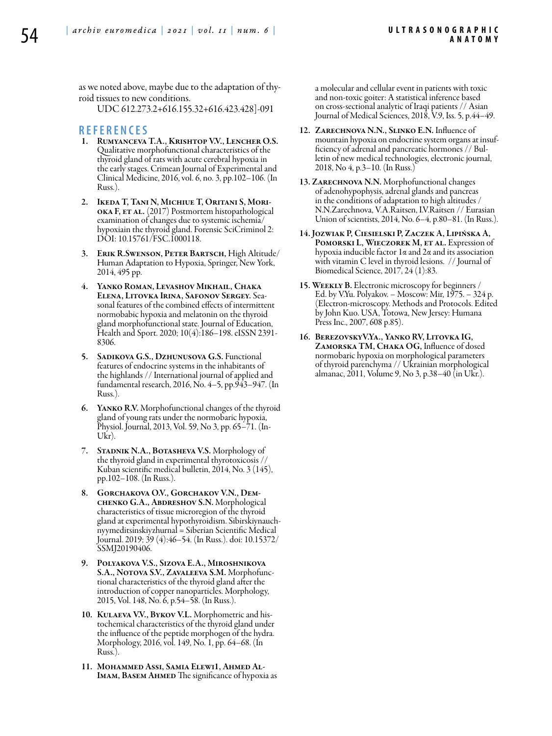as we noted above, maybe due to the adaptation of thyroid tissues to new conditions.

UDC 612.273.2+616.155.32+616.423.428]-091

## REFERENCES

1. **Rumyanceva T.A., Krishtop V.V., Lencher O.S.** Qualitative morphofunctional characteristics of the thyroid gland of rats with acute cerebral hypoxia in the early stages. Crimean Journal of Experimental and Clinical Medicine, 2016, vol. 6, no. 3, pp.102–106. (In Russ.).
2. **Ikeda T, Tani N, Michiue T, Oritani S, Morioka F, et al.** (2017) Postmortem histopathological examination of changes due to systemic ischemia/hypoxiain the thyroid gland. Forensic SciCriminol 2: DOI: 10.15761/FSC.1000118.
3. **Erik R.Swenson, Peter Bartsch**, High Altitude/Human Adaptation to Hypoxia, Springer, New York, 2014, 495 pp.
4. **Yanko Roman, Levashov Mikhail, Chaka Elena, Litovka Irina, Safonov Sergey.** Seasonal features of the combined effects of intermittent normobabic hypoxia and melatonin on the thyroid gland morphofunctional state. Journal of Education, Health and Sport. 2020; 10(4):186–198. eISSN 2391-8306.
5. **Sadikova G.S., Dzhunusova G.S.** Functional features of endocrine systems in the inhabitants of the highlands // International journal of applied and fundamental research, 2016, No. 4–5, pp.943–947. (In Russ.).
6. **Yanko R.V.** Morphofunctional changes of the thyroid gland of young rats under the normobaric hypoxia, Physiol. Journal, 2013, Vol. 59, No 3, pp. 65–71. (In-Ukr).
7. **Stadnik N.A., Botasheva V.S.** Morphology of the thyroid gland in experimental thyrotoxicosis // Kuban scientific medical bulletin, 2014, No. 3 (145), pp.102–108. (In Russ.).
8. **Gorchakova O.V., Gorchakov V.N., Demchenko G.A., Abdreshov S.N.** Morphological characteristics of tissue microregion of the thyroid gland at experimental hypothyroidism. Sibirskiynauchnyymeditsinskiyzhurnal = Siberian Scientific Medical Journal. 2019; 39 (4):46–54. (In Russ.). doi: 10.15372/SSMJ20190406.
9. **Polyakova V.S., Sizova E.A., Miroshnikova S.A., Notova S.V., Zavaleeva S.M.** Morphofunctional characteristics of the thyroid gland after the introduction of copper nanoparticles. Morphology, 2015, Vol. 148, No. 6, p.54–58. (In Russ.).
10. **Kulaeva V.V., Bykov V.L.** Morphometric and histochemical characteristics of the thyroid gland under the influence of the peptide morphogen of the hydra. Morphology, 2016, vol. 149, No. 1, pp. 64–68. (In Russ.).
11. **Mohammed Assi, Samia Elewi1, Ahmed Al-Imam, Basem Ahmed** The significance of hypoxia as a molecular and cellular event in patients with toxic and non-toxic goiter: A statistical inference based on cross-sectional analytic of Iraqi patients // Asian Journal of Medical Sciences, 2018, V.9, Iss. 5, p.44–49.
12. **Zarechnova N.N., Slinko E.N.** Influence of mountain hypoxia on endocrine system organs at insufficiency of adrenal and pancreatic hormones // Bulletin of new medical technologies, electronic journal, 2018, No 4, p.3–10. (In Russ.)
13. **Zarechnova N.N.** Morphofunctional changes of adenohypophysis, adrenal glands and pancreas in the conditions of adaptation to high altitudes / N.N.Zarechnova, V.A.Raitsen, I.V.Raitsen // Eurasian Union of scientists, 2014, No. 6–4, p.80–81. (In Russ.).
14. **Jozwiak P, Ciesielski P, Zaczek A, Lipińska A, Pomorski L, Wieczorek M, et al.** Expression of hypoxia inducible factor 1α and 2α and its association with vitamin C level in thyroid lesions. // Journal of Biomedical Science, 2017, 24 (1):83.
15. **Weekly B.** Electronic microscopy for beginners / Ed. by V.Yu. Polyakov. – Moscow: Mir, 1975. – 324 p. (Electron-microscopy. Methods and Protocols. Edited by John Kuo. USA, Totowa, New Jersey: Humana Press Inc., 2007, 608 p.85).
16. **BerezovskyV.Ya., Yanko RV, Litovka IG, Zamorska TM, Chaka OG,** Influence of dosed normobaric hypoxia on morphological parameters of thyroid parenchyma // Ukrainian morphological almanac, 2011, Volume 9, No 3, p.38–40 (in Ukr.).